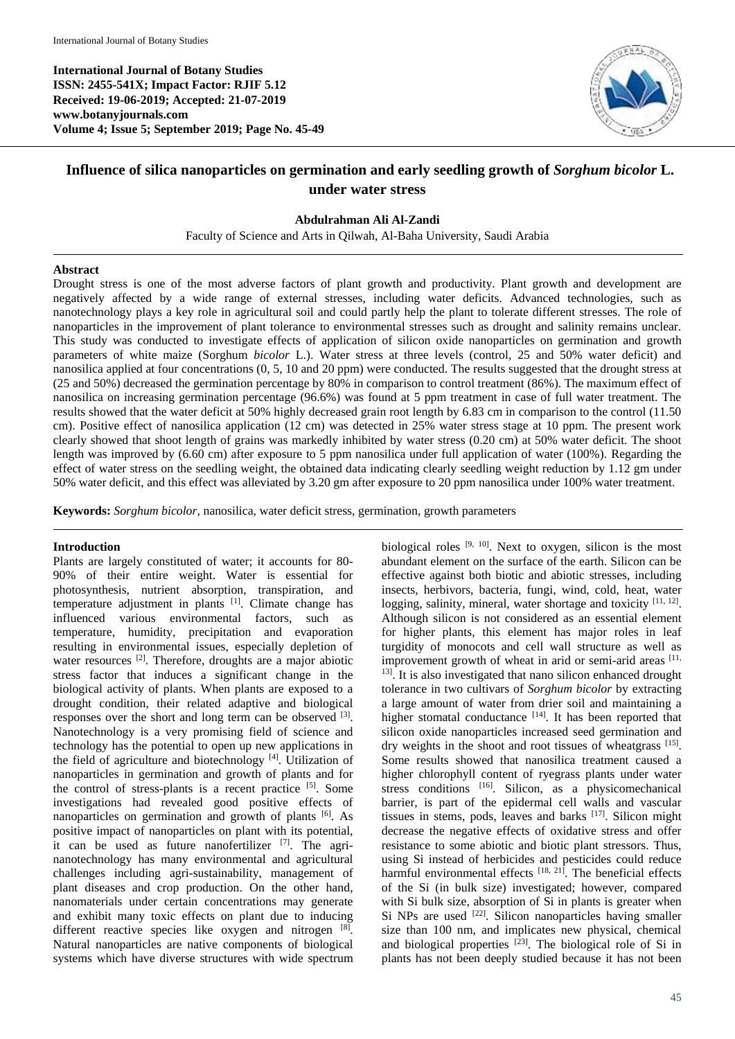International Journal of Botany Studies
**ISSN: 2455-541X; Impact Factor: RJIF 5.12**
**Received: 19-06-2019; Accepted: 21-07-2019**
**www.botanyjournals.com**
**Volume 4; Issue 5; September 2019; Page No. 45-49**

# Influence of silica nanoparticles on germination and early seedling growth of *Sorghum bicolor* L. under water stress

**Abdulrahman Ali Al-Zandi**

Faculty of Science and Arts in Qilwah, Al-Baha University, Saudi Arabia

## Abstract

Drought stress is one of the most adverse factors of plant growth and productivity. Plant growth and development are negatively affected by a wide range of external stresses, including water deficits. Advanced technologies, such as nanotechnology plays a key role in agricultural soil and could partly help the plant to tolerate different stresses. The role of nanoparticles in the improvement of plant tolerance to environmental stresses such as drought and salinity remains unclear. This study was conducted to investigate effects of application of silicon oxide nanoparticles on germination and growth parameters of white maize (Sorghum *bicolor* L.). Water stress at three levels (control, 25 and 50% water deficit) and nanosilica applied at four concentrations (0, 5, 10 and 20 ppm) were conducted. The results suggested that the drought stress at (25 and 50%) decreased the germination percentage by 80% in comparison to control treatment (86%). The maximum effect of nanosilica on increasing germination percentage (96.6%) was found at 5 ppm treatment in case of full water treatment. The results showed that the water deficit at 50% highly decreased grain root length by 6.83 cm in comparison to the control (11.50 cm). Positive effect of nanosilica application (12 cm) was detected in 25% water stress stage at 10 ppm. The present work clearly showed that shoot length of grains was markedly inhibited by water stress (0.20 cm) at 50% water deficit. The shoot length was improved by (6.60 cm) after exposure to 5 ppm nanosilica under full application of water (100%). Regarding the effect of water stress on the seedling weight, the obtained data indicating clearly seedling weight reduction by 1.12 gm under 50% water deficit, and this effect was alleviated by 3.20 gm after exposure to 20 ppm nanosilica under 100% water treatment.

**Keywords:** *Sorghum bicolor*, nanosilica, water deficit stress, germination, growth parameters

## Introduction

Plants are largely constituted of water; it accounts for 80-90% of their entire weight. Water is essential for photosynthesis, nutrient absorption, transpiration, and temperature adjustment in plants [1]. Climate change has influenced various environmental factors, such as temperature, humidity, precipitation and evaporation resulting in environmental issues, especially depletion of water resources [2]. Therefore, droughts are a major abiotic stress factor that induces a significant change in the biological activity of plants. When plants are exposed to a drought condition, their related adaptive and biological responses over the short and long term can be observed [3]. Nanotechnology is a very promising field of science and technology has the potential to open up new applications in the field of agriculture and biotechnology [4]. Utilization of nanoparticles in germination and growth of plants and for the control of stress-plants is a recent practice [5]. Some investigations had revealed good positive effects of nanoparticles on germination and growth of plants [6]. As positive impact of nanoparticles on plant with its potential, it can be used as future nanofertilizer [7]. The agri-nanotechnology has many environmental and agricultural challenges including agri-sustainability, management of plant diseases and crop production. On the other hand, nanomaterials under certain concentrations may generate and exhibit many toxic effects on plant due to inducing different reactive species like oxygen and nitrogen [8]. Natural nanoparticles are native components of biological systems which have diverse structures with wide spectrum biological roles [9, 10]. Next to oxygen, silicon is the most abundant element on the surface of the earth. Silicon can be effective against both biotic and abiotic stresses, including insects, herbivors, bacteria, fungi, wind, cold, heat, water logging, salinity, mineral, water shortage and toxicity [11, 12]. Although silicon is not considered as an essential element for higher plants, this element has major roles in leaf turgidity of monocots and cell wall structure as well as improvement growth of wheat in arid or semi-arid areas [11, 13]. It is also investigated that nano silicon enhanced drought tolerance in two cultivars of *Sorghum bicolor* by extracting a large amount of water from drier soil and maintaining a higher stomatal conductance [14]. It has been reported that silicon oxide nanoparticles increased seed germination and dry weights in the shoot and root tissues of wheatgrass [15]. Some results showed that nanosilica treatment caused a higher chlorophyll content of ryegrass plants under water stress conditions [16]. Silicon, as a physicomechanical barrier, is part of the epidermal cell walls and vascular tissues in stems, pods, leaves and barks [17]. Silicon might decrease the negative effects of oxidative stress and offer resistance to some abiotic and biotic plant stressors. Thus, using Si instead of herbicides and pesticides could reduce harmful environmental effects [18, 21]. The beneficial effects of the Si (in bulk size) investigated; however, compared with Si bulk size, absorption of Si in plants is greater when Si NPs are used [22]. Silicon nanoparticles having smaller size than 100 nm, and implicates new physical, chemical and biological properties [23]. The biological role of Si in plants has not been deeply studied because it has not been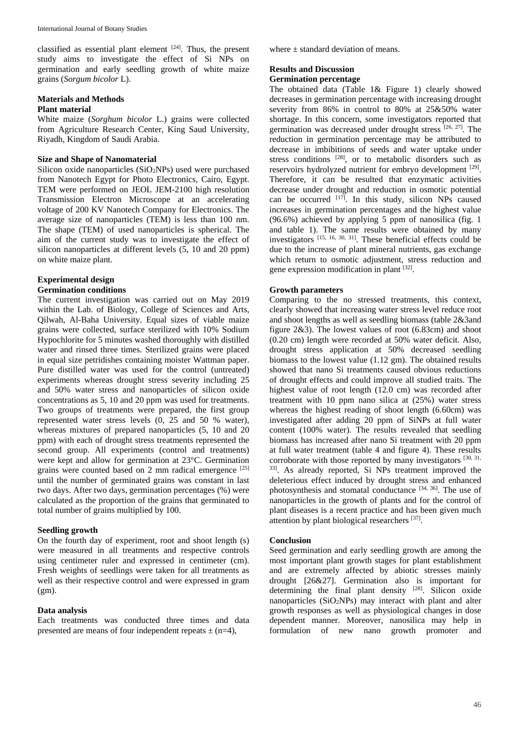classified as essential plant element [24]. Thus, the present study aims to investigate the effect of Si NPs on germination and early seedling growth of white maize grains (*Sorgum bicolor* L).

## Materials and Methods

### Plant material

White maize (*Sorghum bicolor* L.) grains were collected from Agriculture Research Center, King Saud University, Riyadh, Kingdom of Saudi Arabia.

### Size and Shape of Nanomaterial

Silicon oxide nanoparticles ($SiO_2$NPs) used were purchased from Nanotech Egypt for Photo Electronics, Cairo, Egypt. TEM were performed on JEOL JEM-2100 high resolution Transmission Electron Microscope at an accelerating voltage of 200 KV Nanotech Company for Electronics. The average size of nanoparticles (TEM) is less than 100 nm. The shape (TEM) of used nanoparticles is spherical. The aim of the current study was to investigate the effect of silicon nanoparticles at different levels (5, 10 and 20 ppm) on white maize plant.

### Experimental design

### Germination conditions

The current investigation was carried out on May 2019 within the Lab. of Biology, College of Sciences and Arts, Qilwah, Al-Baha University. Equal sizes of viable maize grains were collected, surface sterilized with 10% Sodium Hypochlorite for 5 minutes washed thoroughly with distilled water and rinsed three times. Sterilized grains were placed in equal size petridishes containing moister Wattman paper. Pure distilled water was used for the control (untreated) experiments whereas drought stress severity including 25 and 50% water stress and nanoparticles of silicon oxide concentrations as 5, 10 and 20 ppm was used for treatments. Two groups of treatments were prepared, the first group represented water stress levels (0, 25 and 50 % water), whereas mixtures of prepared nanoparticles (5, 10 and 20 ppm) with each of drought stress treatments represented the second group. All experiments (control and treatments) were kept and allow for germination at 23°C. Germination grains were counted based on 2 mm radical emergence [25] until the number of germinated grains was constant in last two days. After two days, germination percentages (%) were calculated as the proportion of the grains that germinated to total number of grains multiplied by 100.

### Seedling growth

On the fourth day of experiment, root and shoot length (s) were measured in all treatments and respective controls using centimeter ruler and expressed in centimeter (cm). Fresh weights of seedlings were taken for all treatments as well as their respective control and were expressed in gram (gm).

### Data analysis

Each treatments was conducted three times and data presented are means of four independent repeats ± (n=4), where ± standard deviation of means.

## Results and Discussion

### Germination percentage

The obtained data (Table 1& Figure 1) clearly showed decreases in germination percentage with increasing drought severity from 86% in control to 80% at 25&50% water shortage. In this concern, some investigators reported that germination was decreased under drought stress [26, 27]. The reduction in germination percentage may be attributed to decrease in imbibitions of seeds and water uptake under stress conditions [28], or to metabolic disorders such as reservoirs hydrolyzed nutrient for embryo development [29]. Therefore, it can be resulted that enzymatic activities decrease under drought and reduction in osmotic potential can be occurred [17]. In this study, silicon NPs caused increases in germination percentages and the highest value (96.6%) achieved by applying 5 ppm of nanosilica (fig. 1 and table 1). The same results were obtained by many investigators [15, 16, 30, 31]. These beneficial effects could be due to the increase of plant mineral nutrients, gas exchange which return to osmotic adjustment, stress reduction and gene expression modification in plant [32].

### Growth parameters

Comparing to the no stressed treatments, this context, clearly showed that increasing water stress level reduce root and shoot lengths as well as seedling biomass (table 2&3and figure 2&3). The lowest values of root (6.83cm) and shoot (0.20 cm) length were recorded at 50% water deficit. Also, drought stress application at 50% decreased seedling biomass to the lowest value (1.12 gm). The obtained results showed that nano Si treatments caused obvious reductions of drought effects and could improve all studied traits. The highest value of root length (12.0 cm) was recorded after treatment with 10 ppm nano silica at (25%) water stress whereas the highest reading of shoot length (6.60cm) was investigated after adding 20 ppm of SiNPs at full water content (100% water). The results revealed that seedling biomass has increased after nano Si treatment with 20 ppm at full water treatment (table 4 and figure 4). These results corroborate with those reported by many investigators [30, 31, 33]. As already reported, Si NPs treatment improved the deleterious effect induced by drought stress and enhanced photosynthesis and stomatal conductance [34, 36]. The use of nanoparticles in the growth of plants and for the control of plant diseases is a recent practice and has been given much attention by plant biological researchers [37].

## Conclusion

Seed germination and early seedling growth are among the most important plant growth stages for plant establishment and are extremely affected by abiotic stresses mainly drought [26&27]. Germination also is important for determining the final plant density [28]. Silicon oxide nanoparticles ($SiO_2$NPs) may interact with plant and alter growth responses as well as physiological changes in dose dependent manner. Moreover, nanosilica may help in formulation of new nano growth promoter and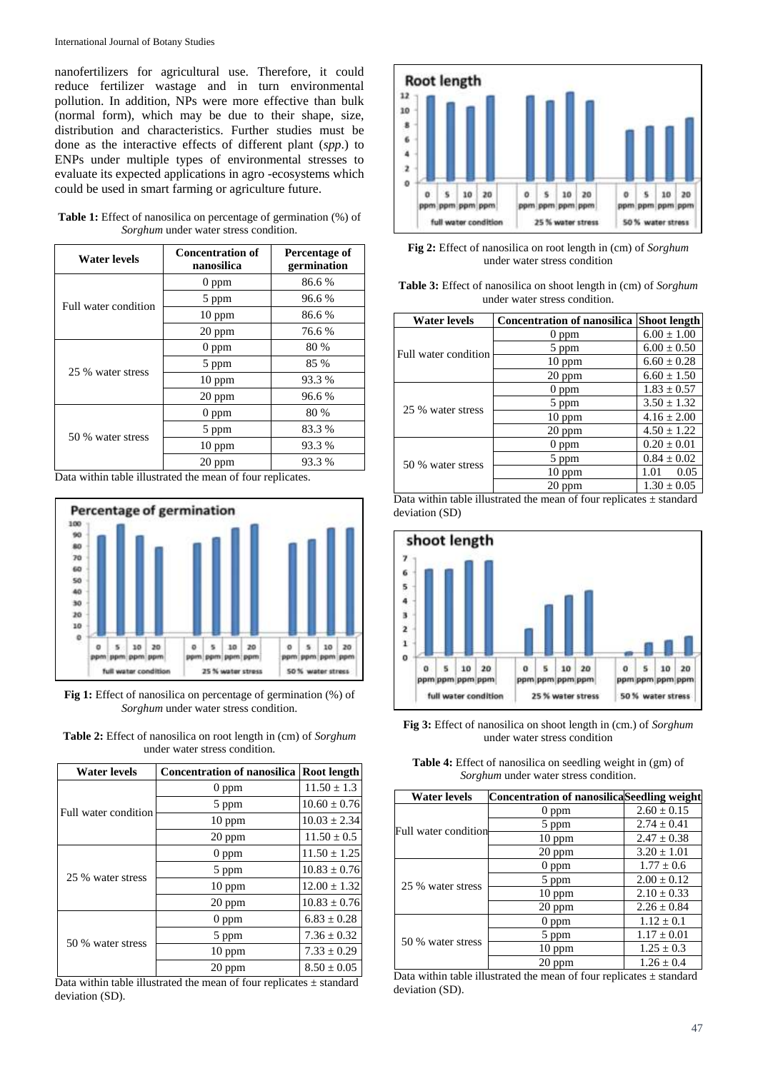nanofertilizers for agricultural use. Therefore, it could reduce fertilizer wastage and in turn environmental pollution. In addition, NPs were more effective than bulk (normal form), which may be due to their shape, size, distribution and characteristics. Further studies must be done as the interactive effects of different plant (*spp.*) to ENPs under multiple types of environmental stresses to evaluate its expected applications in agro -ecosystems which could be used in smart farming or agriculture future.

**Table 1:** Effect of nanosilica on percentage of germination (%) of *Sorghum* under water stress condition.

| Water levels | Concentration of nanosilica | Percentage of germination |
|---|---|---|
| Full water condition | 0 ppm | 86.6 % |
| | 5 ppm | 96.6 % |
| | 10 ppm | 86.6 % |
| | 20 ppm | 76.6 % |
| 25 % water stress | 0 ppm | 80 % |
| | 5 ppm | 85 % |
| | 10 ppm | 93.3 % |
| | 20 ppm | 96.6 % |
| 50 % water stress | 0 ppm | 80 % |
| | 5 ppm | 83.3 % |
| | 10 ppm | 93.3 % |
| | 20 ppm | 93.3 % |

Data within table illustrated the mean of four replicates.

**Fig 1:** Effect of nanosilica on percentage of germination (%) of *Sorghum* under water stress condition.

**Table 2:** Effect of nanosilica on root length in (cm) of *Sorghum* under water stress condition.

| Water levels | Concentration of nanosilica | Root length |
|---|---|---|
| Full water condition | 0 ppm | 11.50 ± 1.3 |
| | 5 ppm | 10.60 ± 0.76 |
| | 10 ppm | 10.03 ± 2.34 |
| | 20 ppm | 11.50 ± 0.5 |
| 25 % water stress | 0 ppm | 11.50 ± 1.25 |
| | 5 ppm | 10.83 ± 0.76 |
| | 10 ppm | 12.00 ± 1.32 |
| | 20 ppm | 10.83 ± 0.76 |
| 50 % water stress | 0 ppm | 6.83 ± 0.28 |
| | 5 ppm | 7.36 ± 0.32 |
| | 10 ppm | 7.33 ± 0.29 |
| | 20 ppm | 8.50 ± 0.05 |

Data within table illustrated the mean of four replicates ± standard deviation (SD).

**Fig 2:** Effect of nanosilica on root length in (cm) of *Sorghum* under water stress condition

**Table 3:** Effect of nanosilica on shoot length in (cm) of *Sorghum* under water stress condition.

| Water levels | Concentration of nanosilica | Shoot length |
|---|---|---|
| Full water condition | 0 ppm | 6.00 ± 1.00 |
| | 5 ppm | 6.00 ± 0.50 |
| | 10 ppm | 6.60 ± 0.28 |
| | 20 ppm | 6.60 ± 1.50 |
| 25 % water stress | 0 ppm | 1.83 ± 0.57 |
| | 5 ppm | 3.50 ± 1.32 |
| | 10 ppm | 4.16 ± 2.00 |
| | 20 ppm | 4.50 ± 1.22 |
| 50 % water stress | 0 ppm | 0.20 ± 0.01 |
| | 5 ppm | 0.84 ± 0.02 |
| | 10 ppm | 1.01 0.05 |
| | 20 ppm | 1.30 ± 0.05 |

Data within table illustrated the mean of four replicates ± standard deviation (SD)

**Fig 3:** Effect of nanosilica on shoot length in (cm.) of *Sorghum* under water stress condition

**Table 4:** Effect of nanosilica on seedling weight in (gm) of *Sorghum* under water stress condition.

| Water levels | Concentration of nanosilica | Seedling weight |
|---|---|---|
| Full water condition | 0 ppm | 2.60 ± 0.15 |
| | 5 ppm | 2.74 ± 0.41 |
| | 10 ppm | 2.47 ± 0.38 |
| | 20 ppm | 3.20 ± 1.01 |
| 25 % water stress | 0 ppm | 1.77 ± 0.6 |
| | 5 ppm | 2.00 ± 0.12 |
| | 10 ppm | 2.10 ± 0.33 |
| | 20 ppm | 2.26 ± 0.84 |
| 50 % water stress | 0 ppm | 1.12 ± 0.1 |
| | 5 ppm | 1.17 ± 0.01 |
| | 10 ppm | 1.25 ± 0.3 |
| | 20 ppm | 1.26 ± 0.4 |

Data within table illustrated the mean of four replicates ± standard deviation (SD).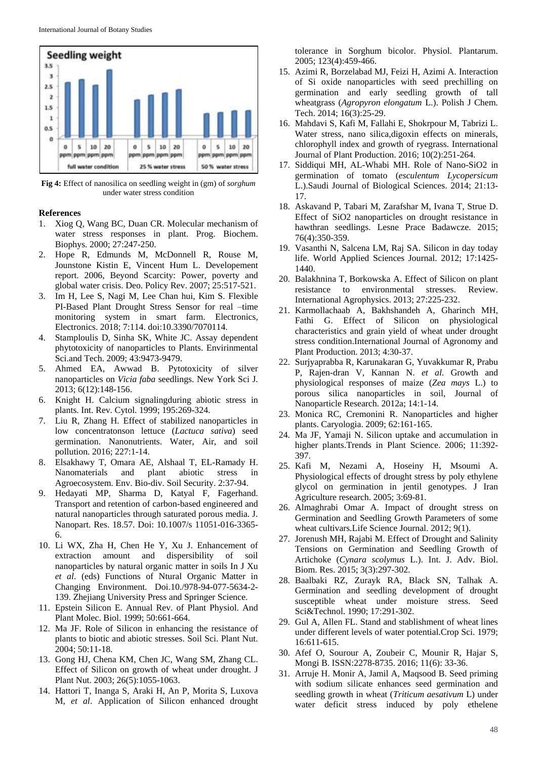Fig 4: Effect of nanosilica on seedling weight in (gm) of *sorghum* under water stress condition

**References**

1. Xiog Q, Wang BC, Duan CR. Molecular mechanism of water stress responses in plant. Prog. Biochem. Biophys. 2000; 27:247-250.
2. Hope R, Edmunds M, McDonnell R, Rouse M, Jounstone Kistin E, Vincent Hum L. Developement report. 2006, Beyond Scarcity: Power, poverty and global water crisis. Deo. Policy Rev. 2007; 25:517-521.
3. Im H, Lee S, Nagi M, Lee Chan hui, Kim S. Flexible PI-Based Plant Drought Stress Sensor for real –time monitoring system in smart farm. Electronics, Electronics. 2018; 7:114. doi:10.3390/7070114.
4. Stamploulis D, Sinha SK, White JC. Assay dependent phytotoxicity of nanoparticles to Plants. Envirinmental Sci.and Tech. 2009; 43:9473-9479.
5. Ahmed EA, Awwad B. Pytotoxicity of silver nanoparticles on *Vicia faba* seedlings. New York Sci J. 2013; 6(12):148-156.
6. Knight H. Calcium signalingduring abiotic stress in plants. Int. Rev. Cytol. 1999; 195:269-324.
7. Liu R, Zhang H. Effect of stabilized nanoparticles in low concentratonson lettuce (*Lactuca sativa*) seed germination. Nanonutrients. Water, Air, and soil pollution. 2016; 227:1-14.
8. Elsakhawy T, Omara AE, Alshaal T, EL-Ramady H. Nanomaterials and plant abiotic stress in Agroecosystem. Env. Bio-div. Soil Security. 2:37-94.
9. Hedayati MP, Sharma D, Katyal F, Fagerhand. Transport and retention of carbon-based engineered and natural nanoparticles through saturated porous media. J. Nanopart. Res. 18.57. Doi: 10.1007/s 11051-016-3365-6.
10. Li WX, Zha H, Chen He Y, Xu J. Enhancement of extraction amount and dispersibility of soil nanoparticles by natural organic matter in soils In J Xu *et al*. (eds) Functions of Ntural Organic Matter in Changing Environment. Doi.10./978-94-077-5634-2-139. Zhejiang University Press and Springer Science.
11. Epstein Silicon E. Annual Rev. of Plant Physiol. And Plant Molec. Biol. 1999; 50:661-664.
12. Ma JF. Role of Silicon in enhancing the resistance of plants to biotic and abiotic stresses. Soil Sci. Plant Nut. 2004; 50:11-18.
13. Gong HJ, Chena KM, Chen JC, Wang SM, Zhang CL. Effect of Silicon on growth of wheat under drought. J Plant Nut. 2003; 26(5):1055-1063.
14. Hattori T, Inanga S, Araki H, An P, Morita S, Luxova M, *et al*. Application of Silicon enhanced drought tolerance in Sorghum bicolor. Physiol. Plantarum. 2005; 123(4):459-466.
15. Azimi R, Borzelabad MJ, Feizi H, Azimi A. Interaction of Si oxide nanoparticles with seed prechilling on germination and early seedling growth of tall wheatgrass (*Agropyron elongatum* L.). Polish J Chem. Tech. 2014; 16(3):25-29.
16. Mahdavi S, Kafi M, Fallahi E, Shokrpour M, Tabrizi L. Water stress, nano silica,digoxin effects on minerals, chlorophyll index and growth of ryegrass. International Journal of Plant Production. 2016; 10(2):251-264.
17. Siddiqui MH, AL-Whabi MH. Role of Nano-SiO2 in germination of tomato (*esculentum Lycopersicum* L.).Saudi Journal of Biological Sciences. 2014; 21:13-17.
18. Askavand P, Tabari M, Zarafshar M, Ivana T, Strue D. Effect of SiO2 nanoparticles on drought resistance in hawthran seedlings. Lesne Prace Badawcze. 2015; 76(4):350-359.
19. Vasanthi N, Salcena LM, Raj SA. Silicon in day today life. World Applied Sciences Journal. 2012; 17:1425-1440.
20. Balakhnina T, Borkowska A. Effect of Silicon on plant resistance to environmental stresses. Review. International Agrophysics. 2013; 27:225-232.
21. Karmollachaab A, Bakhshandeh A, Gharinch MH, Fathi G. Effect of Silicon on physiological characteristics and grain yield of wheat under drought stress condition.International Journal of Agronomy and Plant Production. 2013; 4:30-37.
22. Surjyaprabba R, Karunakaran G, Yuvakkumar R, Prabu P, Rajen-dran V, Kannan N. *et al.* Growth and physiological responses of maize (*Zea mays* L.) to porous silica nanoparticles in soil, Journal of Nanoparticle Research. 2012a; 14:1-14.
23. Monica RC, Cremonini R. Nanoparticles and higher plants. Caryologia. 2009; 62:161-165.
24. Ma JF, Yamaji N. Silicon uptake and accumulation in higher plants.Trends in Plant Science. 2006; 11:392-397.
25. Kafi M, Nezami A, Hoseiny H, Msoumi A. Physiological effects of drought stress by poly ethylene glycol on germination in jentil genotypes. J Iran Agriculture research. 2005; 3:69-81.
26. Almaghrabi Omar A. Impact of drought stress on Germination and Seedling Growth Parameters of some wheat cultivars.Life Science Journal. 2012; 9(1).
27. Jorenush MH, Rajabi M. Effect of Drought and Salinity Tensions on Germination and Seedling Growth of Artichoke (*Cynara scolymus* L.). Int. J. Adv. Biol. Biom. Res. 2015; 3(3):297-302.
28. Baalbaki RZ, Zurayk RA, Black SN, Talhak A. Germination and seedling development of drought susceptible wheat under moisture stress. Seed Sci&Technol. 1990; 17:291-302.
29. Gul A, Allen FL. Stand and stablishment of wheat lines under different levels of water potential.Crop Sci. 1979; 16:611-615.
30. Afef O, Sourour A, Zoubeir C, Mounir R, Hajar S, Mongi B. ISSN:2278-8735. 2016; 11(6): 33-36.
31. Arruje H. Monir A, Jamil A, Maqsood B. Seed priming with sodium silicate enhances seed germination and seedling growth in wheat (*Triticum aesativum* L) under water deficit stress induced by poly ethelene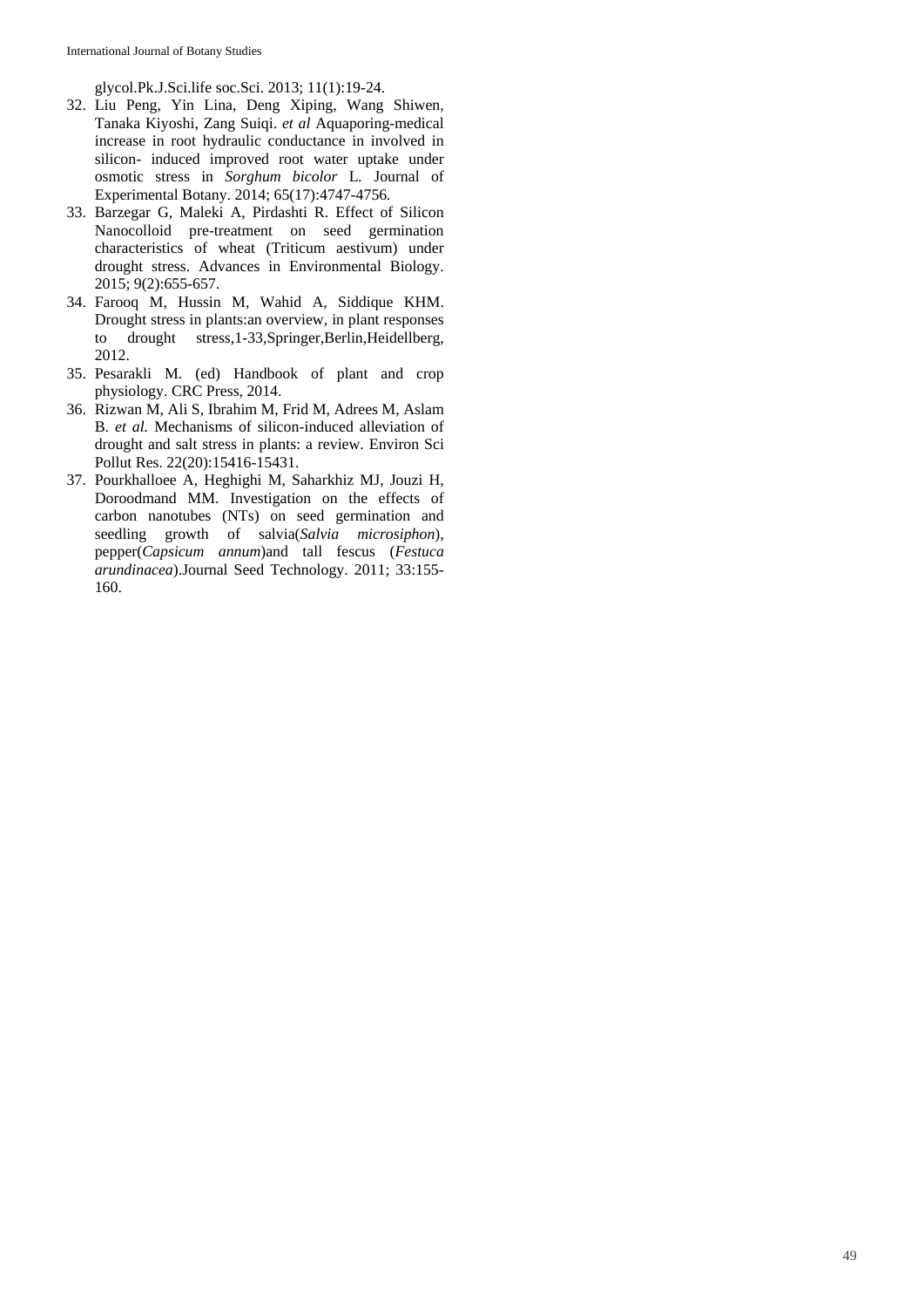glycol.Pk.J.Sci.life soc.Sci. 2013; 11(1):19-24.

32. Liu Peng, Yin Lina, Deng Xiping, Wang Shiwen, Tanaka Kiyoshi, Zang Suiqi. *et al* Aquaporing-medical increase in root hydraulic conductance in involved in silicon- induced improved root water uptake under osmotic stress in *Sorghum bicolor* L. Journal of Experimental Botany. 2014; 65(17):4747-4756.
33. Barzegar G, Maleki A, Pirdashti R. Effect of Silicon Nanocolloid pre-treatment on seed germination characteristics of wheat (Triticum aestivum) under drought stress. Advances in Environmental Biology. 2015; 9(2):655-657.
34. Farooq M, Hussin M, Wahid A, Siddique KHM. Drought stress in plants:an overview, in plant responses to drought stress,1-33,Springer,Berlin,Heidellberg, 2012.
35. Pesarakli M. (ed) Handbook of plant and crop physiology. CRC Press, 2014.
36. Rizwan M, Ali S, Ibrahim M, Frid M, Adrees M, Aslam B. *et al.* Mechanisms of silicon-induced alleviation of drought and salt stress in plants: a review. Environ Sci Pollut Res. 22(20):15416-15431.
37. Pourkhalloee A, Heghighi M, Saharkhiz MJ, Jouzi H, Doroodmand MM. Investigation on the effects of carbon nanotubes (NTs) on seed germination and seedling growth of salvia(*Salvia microsiphon*), pepper(*Capsicum annum*)and tall fescus (*Festuca arundinacea*).Journal Seed Technology. 2011; 33:155-160.